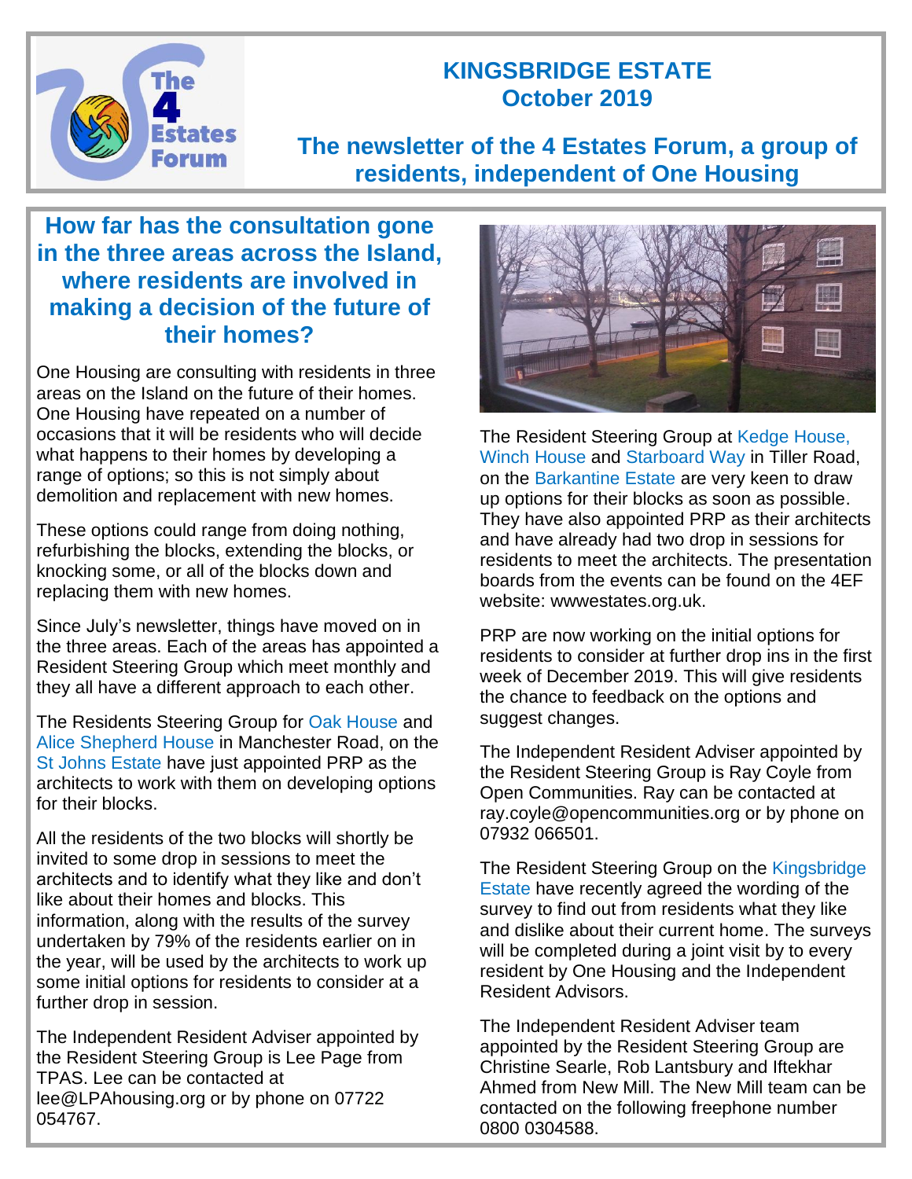# KINGSBRIDGE ESTATE
# October 2019

## The newsletter of the 4 Estates Forum, a group of residents, independent of One Housing

## How far has the consultation gone in the three areas across the Island, where residents are involved in making a decision of the future of their homes?

One Housing are consulting with residents in three areas on the Island on the future of their homes. One Housing have repeated on a number of occasions that it will be residents who will decide what happens to their homes by developing a range of options; so this is not simply about demolition and replacement with new homes.

These options could range from doing nothing, refurbishing the blocks, extending the blocks, or knocking some, or all of the blocks down and replacing them with new homes.

Since July's newsletter, things have moved on in the three areas. Each of the areas has appointed a Resident Steering Group which meet monthly and they all have a different approach to each other.

The Residents Steering Group for Oak House and Alice Shepherd House in Manchester Road, on the St Johns Estate have just appointed PRP as the architects to work with them on developing options for their blocks.

All the residents of the two blocks will shortly be invited to some drop in sessions to meet the architects and to identify what they like and don't like about their homes and blocks. This information, along with the results of the survey undertaken by 79% of the residents earlier on in the year, will be used by the architects to work up some initial options for residents to consider at a further drop in session.

The Independent Resident Adviser appointed by the Resident Steering Group is Lee Page from TPAS. Lee can be contacted at lee@LPAhousing.org or by phone on 07722 054767.

The Resident Steering Group at Kedge House, Winch House and Starboard Way in Tiller Road, on the Barkantine Estate are very keen to draw up options for their blocks as soon as possible. They have also appointed PRP as their architects and have already had two drop in sessions for residents to meet the architects. The presentation boards from the events can be found on the 4EF website: wwwestates.org.uk.

PRP are now working on the initial options for residents to consider at further drop ins in the first week of December 2019. This will give residents the chance to feedback on the options and suggest changes.

The Independent Resident Adviser appointed by the Resident Steering Group is Ray Coyle from Open Communities. Ray can be contacted at ray.coyle@opencommunities.org or by phone on 07932 066501.

The Resident Steering Group on the Kingsbridge Estate have recently agreed the wording of the survey to find out from residents what they like and dislike about their current home. The surveys will be completed during a joint visit by to every resident by One Housing and the Independent Resident Advisors.

The Independent Resident Adviser team appointed by the Resident Steering Group are Christine Searle, Rob Lantsbury and Iftekhar Ahmed from New Mill. The New Mill team can be contacted on the following freephone number 0800 0304588.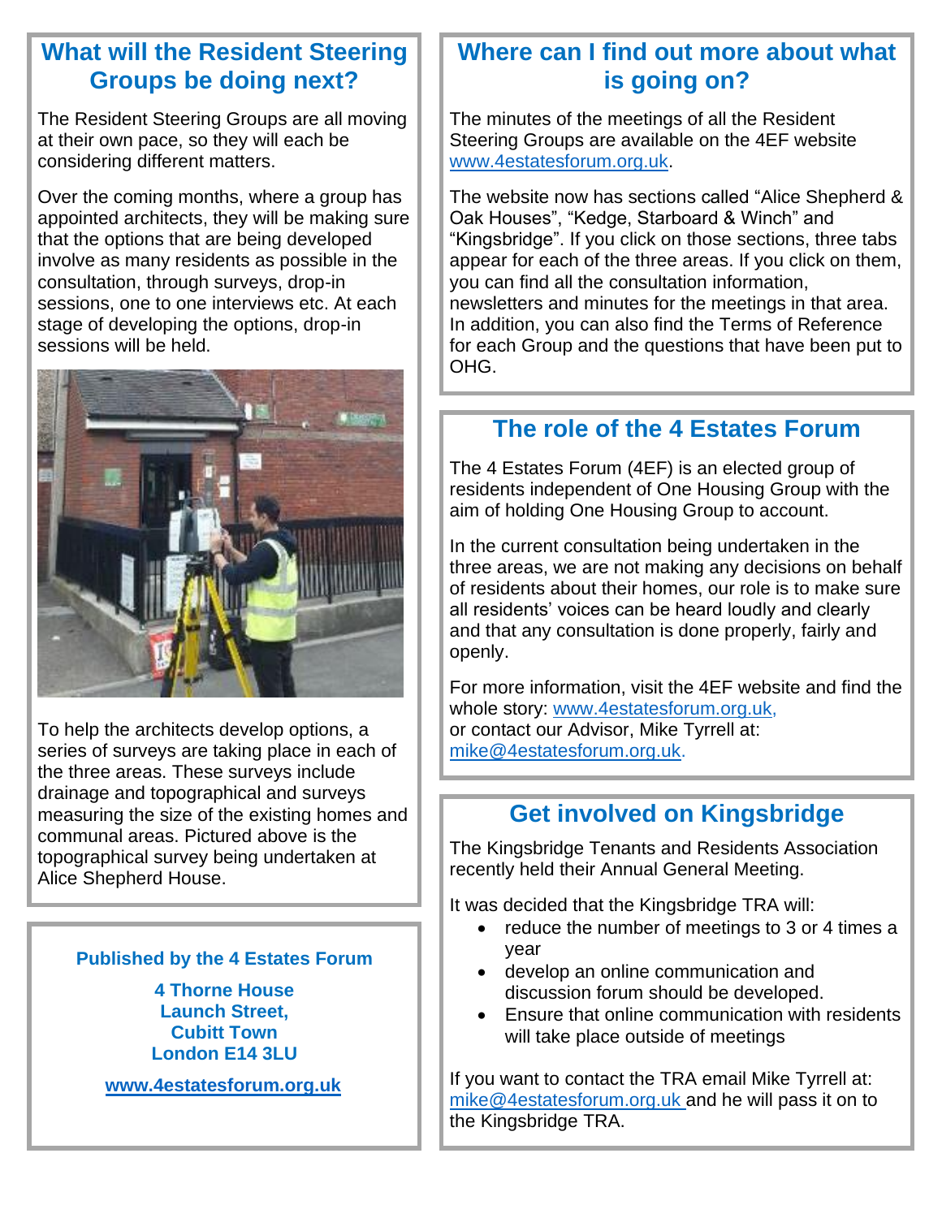## What will the Resident Steering Groups be doing next?

The Resident Steering Groups are all moving at their own pace, so they will each be considering different matters.

Over the coming months, where a group has appointed architects, they will be making sure that the options that are being developed involve as many residents as possible in the consultation, through surveys, drop-in sessions, one to one interviews etc. At each stage of developing the options, drop-in sessions will be held.

To help the architects develop options, a series of surveys are taking place in each of the three areas. These surveys include drainage and topographical and surveys measuring the size of the existing homes and communal areas. Pictured above is the topographical survey being undertaken at Alice Shepherd House.

**Published by the 4 Estates Forum**

**4 Thorne House**
**Launch Street,**
**Cubitt Town**
**London E14 3LU**

**www.4estatesforum.org.uk**

## Where can I find out more about what is going on?

The minutes of the meetings of all the Resident Steering Groups are available on the 4EF website www.4estatesforum.org.uk.

The website now has sections called “Alice Shepherd & Oak Houses”, “Kedge, Starboard & Winch” and “Kingsbridge”. If you click on those sections, three tabs appear for each of the three areas. If you click on them, you can find all the consultation information, newsletters and minutes for the meetings in that area. In addition, you can also find the Terms of Reference for each Group and the questions that have been put to OHG.

## The role of the 4 Estates Forum

The 4 Estates Forum (4EF) is an elected group of residents independent of One Housing Group with the aim of holding One Housing Group to account.

In the current consultation being undertaken in the three areas, we are not making any decisions on behalf of residents about their homes, our role is to make sure all residents’ voices can be heard loudly and clearly and that any consultation is done properly, fairly and openly.

For more information, visit the 4EF website and find the whole story: www.4estatesforum.org.uk,
or contact our Advisor, Mike Tyrrell at:
mike@4estatesforum.org.uk.

## Get involved on Kingsbridge

The Kingsbridge Tenants and Residents Association recently held their Annual General Meeting.

It was decided that the Kingsbridge TRA will:

- reduce the number of meetings to 3 or 4 times a year
- develop an online communication and discussion forum should be developed.
- Ensure that online communication with residents will take place outside of meetings

If you want to contact the TRA email Mike Tyrrell at: mike@4estatesforum.org.uk and he will pass it on to the Kingsbridge TRA.